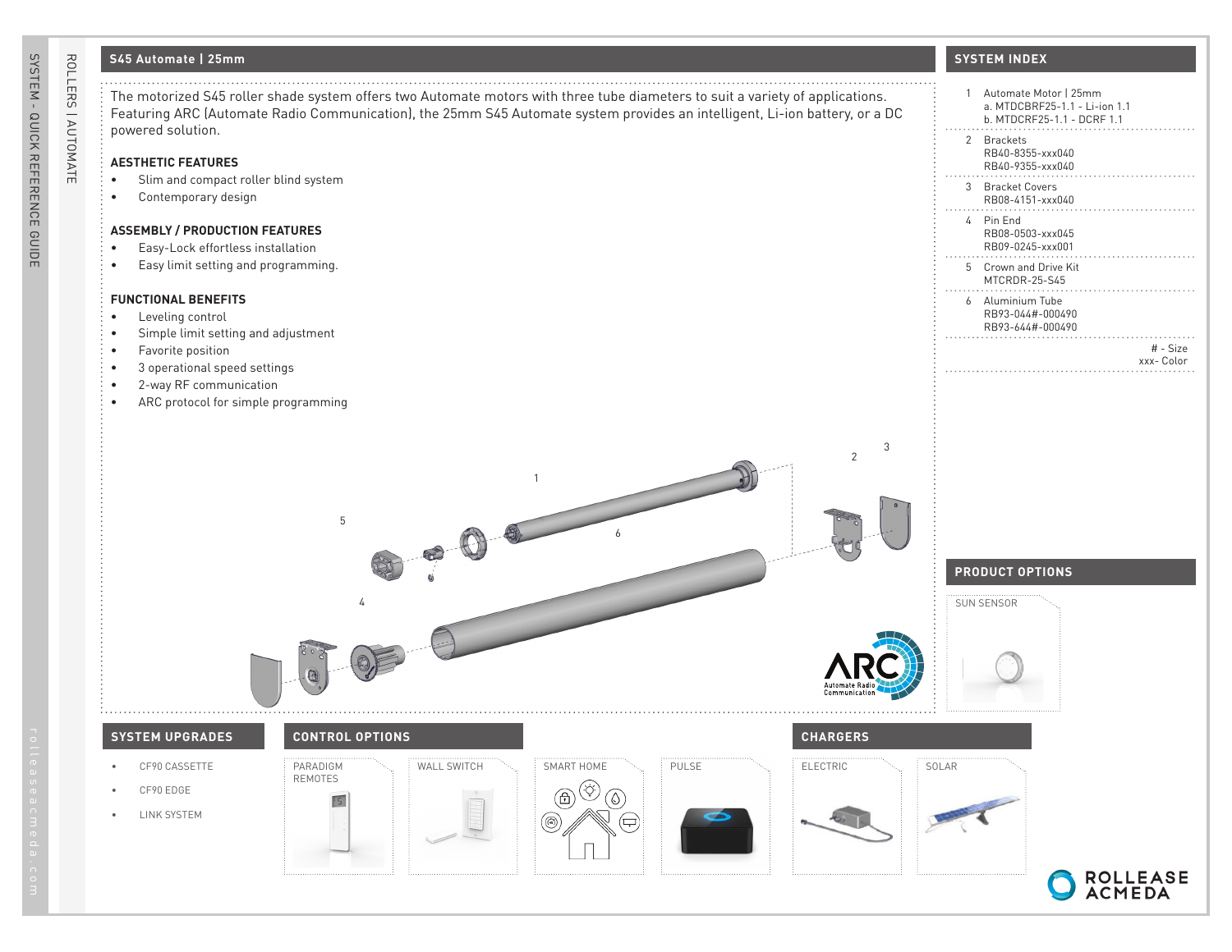## S45 Automate | 25mm

The motorized S45 roller shade system offers two Automate motors with three tube diameters to suit a variety of applications. Featuring ARC (Automate Radio Communication), the 25mm S45 Automate system provides an intelligent, Li-ion battery, or a DC powered solution.

### AESTHETIC FEATURES

- Slim and compact roller blind system
- Contemporary design

### ASSEMBLY / PRODUCTION FEATURES

- Easy-Lock effortless installation
- Easy limit setting and programming.

### FUNCTIONAL BENEFITS

- Leveling control
- Simple limit setting and adjustment
- Favorite position
- 3 operational speed settings
- 2-way RF communication
- ARC protocol for simple programming

## SYSTEM INDEX

1. Automate Motor | 25mm
   a. MTDCBRF25-1.1 - Li-ion 1.1
   b. MTDCRF25-1.1 - DCRF 1.1
2. Brackets
   RB40-8355-xxx040
   RB40-9355-xxx040
3. Bracket Covers
   RB08-4151-xxx040
4. Pin End
   RB08-0503-xxx045
   RB09-0245-xxx001
5. Crown and Drive Kit
   MTCRDR-25-S45
6. Aluminium Tube
   RB93-044#-000490
   RB93-644#-000490

\# - Size
xxx- Color

## PRODUCT OPTIONS

SUN SENSOR

## SYSTEM UPGRADES

- CF90 CASSETTE
- CF90 EDGE
- LINK SYSTEM

## CONTROL OPTIONS

PARADIGM REMOTES | WALL SWITCH | SMART HOME | PULSE

## CHARGERS

ELECTRIC | SOLAR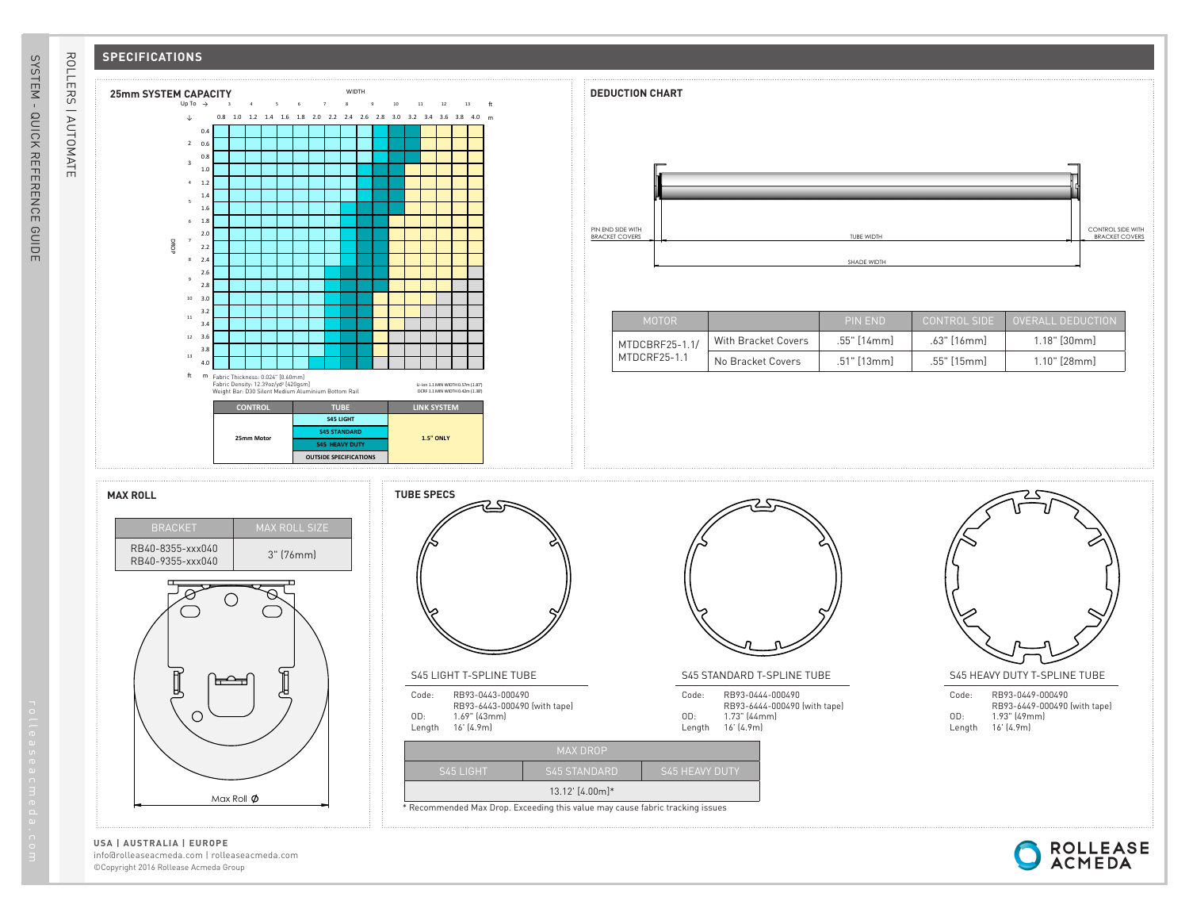## SPECIFICATIONS

### 25mm SYSTEM CAPACITY

WIDTH

Up To → 3 4 5 6 7 8 9 10 11 12 13 ft

0.8 1.0 1.2 1.4 1.6 1.8 2.0 2.2 2.4 2.6 2.8 3.0 3.2 3.4 3.6 3.8 4.0 m

DROP

ft: 2 3 4 5 6 7 8 9 10 11 12 13

m: 0.4 0.6 0.8 1.0 1.2 1.4 1.6 1.8 2.0 2.2 2.4 2.6 2.8 3.0 3.2 3.4 3.6 3.8 4.0

Fabric Thickness: 0.024" [0.60mm]
Fabric Density: 12.39oz/yd² [420gsm]
Weight Bar: D30 Silent Medium Aluminium Bottom Rail

Li-ion 1.1 MIN WIDTH 0.57m (1.87)
DCRF 1.1 MIN WIDTH 0.42m (1.38)

| CONTROL | TUBE | LINK SYSTEM |
|---|---|---|
| 25mm Motor | S45 LIGHT | 1.5" ONLY |
| | S45 STANDARD | |
| | S45 HEAVY DUTY | |
| | OUTSIDE SPECIFICATIONS | |

### DEDUCTION CHART

PIN END SIDE WITH BRACKET COVERS

TUBE WIDTH

CONTROL SIDE WITH BRACKET COVERS

SHADE WIDTH

| MOTOR | | PIN END | CONTROL SIDE | OVERALL DEDUCTION |
|---|---|---|---|---|
| MTDCBRF25-1.1/ MTDCRF25-1.1 | With Bracket Covers | .55" [14mm] | .63" [16mm] | 1.18" [30mm] |
| | No Bracket Covers | .51" [13mm] | .55" [15mm] | 1.10" [28mm] |

### MAX ROLL

| BRACKET | MAX ROLL SIZE |
|---|---|
| RB40-8355-xxx040 RB40-9355-xxx040 | 3" (76mm) |

Max Roll Ø

### TUBE SPECS

**S45 LIGHT T-SPLINE TUBE**

Code: RB93-0443-000490
RB93-6443-000490 (with tape)
OD: 1.69" (43mm)
Length 16' (4.9m)

**S45 STANDARD T-SPLINE TUBE**

Code: RB93-0444-000490
RB93-6444-000490 (with tape)
OD: 1.73" (44mm)
Length 16' (4.9m)

**S45 HEAVY DUTY T-SPLINE TUBE**

Code: RB93-0449-000490
RB93-6449-000490 (with tape)
OD: 1.93" (49mm)
Length 16' (4.9m)

| MAX DROP | | |
|---|---|---|
| S45 LIGHT | S45 STANDARD | S45 HEAVY DUTY |
| 13.12' [4.00m]* | | |

\* Recommended Max Drop. Exceeding this value may cause fabric tracking issues

**USA | AUSTRALIA | EUROPE**
info@rolleaseacmeda.com | rolleaseacmeda.com
©Copyright 2016 Rollease Acmeda Group